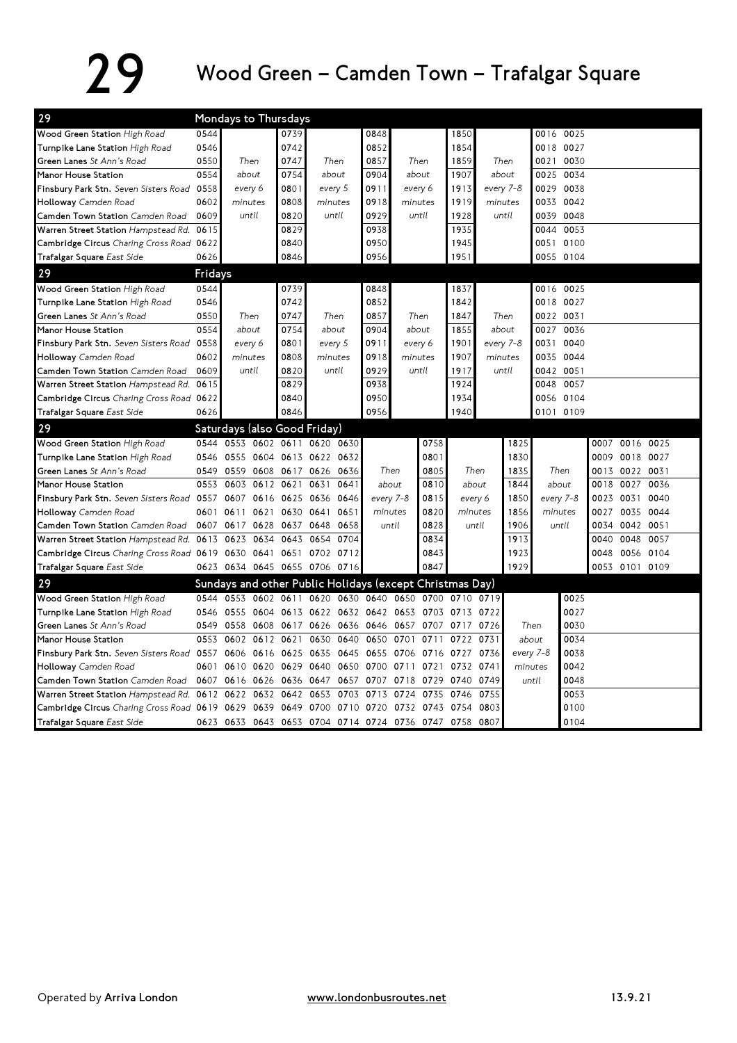# 29 Wood Green – Camden Town – Trafalgar Square

## Mondays to Thursdays

| 29 | | | | | | | | | | |
|---|---|---|---|---|---|---|---|---|---|---|
| Wood Green Station *High Road* | 0544 | | 0739 | | 0848 | | 1850 | | 0016 | 0025 |
| Turnpike Lane Station *High Road* | 0546 | | 0742 | | 0852 | | 1854 | | 0018 | 0027 |
| Green Lanes *St Ann's Road* | 0550 | Then | 0747 | Then | 0857 | Then | 1859 | Then | 0021 | 0030 |
| Manor House Station | 0554 | about | 0754 | about | 0904 | about | 1907 | about | 0025 | 0034 |
| Finsbury Park Stn. *Seven Sisters Road* | 0558 | every 6 | 0801 | every 5 | 0911 | every 6 | 1913 | every 7-8 | 0029 | 0038 |
| Holloway *Camden Road* | 0602 | minutes | 0808 | minutes | 0918 | minutes | 1919 | minutes | 0033 | 0042 |
| Camden Town Station *Camden Road* | 0609 | until | 0820 | until | 0929 | until | 1928 | until | 0039 | 0048 |
| Warren Street Station *Hampstead Rd.* | 0615 | | 0829 | | 0938 | | 1935 | | 0044 | 0053 |
| Cambridge Circus *Charing Cross Road* | 0622 | | 0840 | | 0950 | | 1945 | | 0051 | 0100 |
| Trafalgar Square *East Side* | 0626 | | 0846 | | 0956 | | 1951 | | 0055 | 0104 |

## Fridays

| 29 | | | | | | | | | | |
|---|---|---|---|---|---|---|---|---|---|---|
| Wood Green Station *High Road* | 0544 | | 0739 | | 0848 | | 1837 | | 0016 | 0025 |
| Turnpike Lane Station *High Road* | 0546 | | 0742 | | 0852 | | 1842 | | 0018 | 0027 |
| Green Lanes *St Ann's Road* | 0550 | Then | 0747 | Then | 0857 | Then | 1847 | Then | 0022 | 0031 |
| Manor House Station | 0554 | about | 0754 | about | 0904 | about | 1855 | about | 0027 | 0036 |
| Finsbury Park Stn. *Seven Sisters Road* | 0558 | every 6 | 0801 | every 5 | 0911 | every 6 | 1901 | every 7-8 | 0031 | 0040 |
| Holloway *Camden Road* | 0602 | minutes | 0808 | minutes | 0918 | minutes | 1907 | minutes | 0035 | 0044 |
| Camden Town Station *Camden Road* | 0609 | until | 0820 | until | 0929 | until | 1917 | until | 0042 | 0051 |
| Warren Street Station *Hampstead Rd.* | 0615 | | 0829 | | 0938 | | 1924 | | 0048 | 0057 |
| Cambridge Circus *Charing Cross Road* | 0622 | | 0840 | | 0950 | | 1934 | | 0056 | 0104 |
| Trafalgar Square *East Side* | 0626 | | 0846 | | 0956 | | 1940 | | 0101 | 0109 |

## Saturdays (also Good Friday)

| 29 | | | | | | | | | | | | | | | |
|---|---|---|---|---|---|---|---|---|---|---|---|---|---|---|---|
| Wood Green Station *High Road* | 0544 | 0553 | 0602 | 0611 | 0620 | 0630 | | 0758 | | 1825 | | 0007 | 0016 | 0025 |
| Turnpike Lane Station *High Road* | 0546 | 0555 | 0604 | 0613 | 0622 | 0632 | | 0801 | | 1830 | | 0009 | 0018 | 0027 |
| Green Lanes *St Ann's Road* | 0549 | 0559 | 0608 | 0617 | 0626 | 0636 | Then | 0805 | Then | 1835 | Then | 0013 | 0022 | 0031 |
| Manor House Station | 0553 | 0603 | 0612 | 0621 | 0631 | 0641 | about | 0810 | about | 1844 | about | 0018 | 0027 | 0036 |
| Finsbury Park Stn. *Seven Sisters Road* | 0557 | 0607 | 0616 | 0625 | 0636 | 0646 | every 7-8 | 0815 | every 6 | 1850 | every 7-8 | 0023 | 0031 | 0040 |
| Holloway *Camden Road* | 0601 | 0611 | 0621 | 0630 | 0641 | 0651 | minutes | 0820 | minutes | 1856 | minutes | 0027 | 0035 | 0044 |
| Camden Town Station *Camden Road* | 0607 | 0617 | 0628 | 0637 | 0648 | 0658 | until | 0828 | until | 1906 | until | 0034 | 0042 | 0051 |
| Warren Street Station *Hampstead Rd.* | 0613 | 0623 | 0634 | 0643 | 0654 | 0704 | | 0834 | | 1913 | | 0040 | 0048 | 0057 |
| Cambridge Circus *Charing Cross Road* | 0619 | 0630 | 0641 | 0651 | 0702 | 0712 | | 0843 | | 1923 | | 0048 | 0056 | 0104 |
| Trafalgar Square *East Side* | 0623 | 0634 | 0645 | 0655 | 0706 | 0716 | | 0847 | | 1929 | | 0053 | 0101 | 0109 |

## Sundays and other Public Holidays (except Christmas Day)

| 29 | | | | | | | | | | | | | |
|---|---|---|---|---|---|---|---|---|---|---|---|---|---|
| Wood Green Station *High Road* | 0544 | 0553 | 0602 | 0611 | 0620 | 0630 | 0640 | 0650 | 0700 | 0710 | 0719 | | 0025 |
| Turnpike Lane Station *High Road* | 0546 | 0555 | 0604 | 0613 | 0622 | 0632 | 0642 | 0653 | 0703 | 0713 | 0722 | | 0027 |
| Green Lanes *St Ann's Road* | 0549 | 0558 | 0608 | 0617 | 0626 | 0636 | 0646 | 0657 | 0707 | 0717 | 0726 | Then | 0030 |
| Manor House Station | 0553 | 0602 | 0612 | 0621 | 0630 | 0640 | 0650 | 0701 | 0711 | 0722 | 0731 | about | 0034 |
| Finsbury Park Stn. *Seven Sisters Road* | 0557 | 0606 | 0616 | 0625 | 0635 | 0645 | 0655 | 0706 | 0716 | 0727 | 0736 | every 7-8 | 0038 |
| Holloway *Camden Road* | 0601 | 0610 | 0620 | 0629 | 0640 | 0650 | 0700 | 0711 | 0721 | 0732 | 0741 | minutes | 0042 |
| Camden Town Station *Camden Road* | 0607 | 0616 | 0626 | 0636 | 0647 | 0657 | 0707 | 0718 | 0729 | 0740 | 0749 | until | 0048 |
| Warren Street Station *Hampstead Rd.* | 0612 | 0622 | 0632 | 0642 | 0653 | 0703 | 0713 | 0724 | 0735 | 0746 | 0755 | | 0053 |
| Cambridge Circus *Charing Cross Road* | 0619 | 0629 | 0639 | 0649 | 0700 | 0710 | 0720 | 0732 | 0743 | 0754 | 0803 | | 0100 |
| Trafalgar Square *East Side* | 0623 | 0633 | 0643 | 0653 | 0704 | 0714 | 0724 | 0736 | 0747 | 0758 | 0807 | | 0104 |

Operated by **Arriva London** www.londonbusroutes.net 13.9.21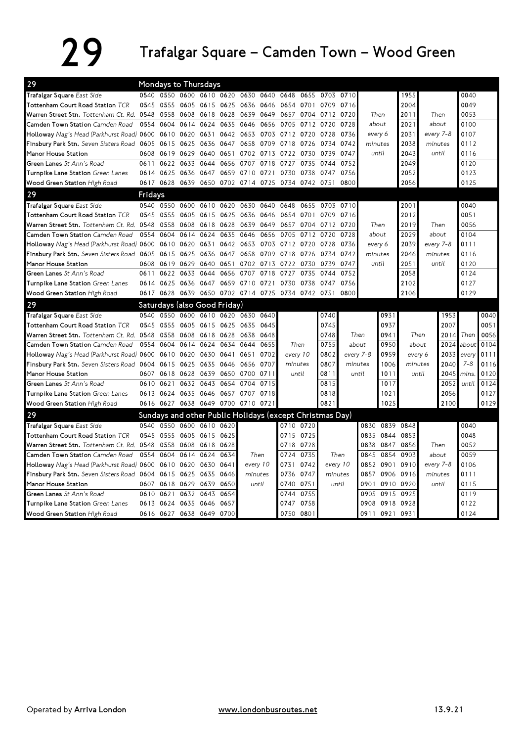# 29 Trafalgar Square – Camden Town – Wood Green

| 29 | Mondays to Thursdays | | | | | | | | | | | | | | |
|---|---|---|---|---|---|---|---|---|---|---|---|---|---|---|---|
| Trafalgar Square *East Side* | 0540 | 0550 | 0600 | 0610 | 0620 | 0630 | 0640 | 0648 | 0655 | 0703 | 0710 | | 1955 | | 0040 |
| Tottenham Court Road Station *TCR* | 0545 | 0555 | 0605 | 0615 | 0625 | 0636 | 0646 | 0654 | 0701 | 0709 | 0716 | | 2004 | | 0049 |
| Warren Street Stn. *Tottenham Ct. Rd.* | 0548 | 0558 | 0608 | 0618 | 0628 | 0639 | 0649 | 0657 | 0704 | 0712 | 0720 | *Then* | 2011 | *Then* | 0053 |
| Camden Town Station *Camden Road* | 0554 | 0604 | 0614 | 0624 | 0635 | 0646 | 0656 | 0705 | 0712 | 0720 | 0728 | *about* | 2021 | *about* | 0100 |
| Holloway *Nag's Head (Parkhurst Road)* | 0600 | 0610 | 0620 | 0631 | 0642 | 0653 | 0703 | 0712 | 0720 | 0728 | 0736 | *every 6* | 2031 | *every 7-8* | 0107 |
| Finsbury Park Stn. *Seven Sisters Road* | 0605 | 0615 | 0625 | 0636 | 0647 | 0658 | 0709 | 0718 | 0726 | 0734 | 0742 | *minutes* | 2038 | *minutes* | 0112 |
| Manor House Station | 0608 | 0619 | 0629 | 0640 | 0651 | 0702 | 0713 | 0722 | 0730 | 0739 | 0747 | *until* | 2043 | *until* | 0116 |
| Green Lanes *St Ann's Road* | 0611 | 0622 | 0633 | 0644 | 0656 | 0707 | 0718 | 0727 | 0735 | 0744 | 0752 | | 2049 | | 0120 |
| Turnpike Lane Station *Green Lanes* | 0614 | 0625 | 0636 | 0647 | 0659 | 0710 | 0721 | 0730 | 0738 | 0747 | 0756 | | 2052 | | 0123 |
| Wood Green Station *High Road* | 0617 | 0628 | 0639 | 0650 | 0702 | 0714 | 0725 | 0734 | 0742 | 0751 | 0800 | | 2056 | | 0125 |

| 29 | Fridays | | | | | | | | | | | | | | |
|---|---|---|---|---|---|---|---|---|---|---|---|---|---|---|---|
| Trafalgar Square *East Side* | 0540 | 0550 | 0600 | 0610 | 0620 | 0630 | 0640 | 0648 | 0655 | 0703 | 0710 | | 2001 | | 0040 |
| Tottenham Court Road Station *TCR* | 0545 | 0555 | 0605 | 0615 | 0625 | 0636 | 0646 | 0654 | 0701 | 0709 | 0716 | | 2012 | | 0051 |
| Warren Street Stn. *Tottenham Ct. Rd.* | 0548 | 0558 | 0608 | 0618 | 0628 | 0639 | 0649 | 0657 | 0704 | 0712 | 0720 | *Then* | 2019 | *Then* | 0056 |
| Camden Town Station *Camden Road* | 0554 | 0604 | 0614 | 0624 | 0635 | 0646 | 0656 | 0705 | 0712 | 0720 | 0728 | *about* | 2029 | *about* | 0104 |
| Holloway *Nag's Head (Parkhurst Road)* | 0600 | 0610 | 0620 | 0631 | 0642 | 0653 | 0703 | 0712 | 0720 | 0728 | 0736 | *every 6* | 2039 | *every 7-8* | 0111 |
| Finsbury Park Stn. *Seven Sisters Road* | 0605 | 0615 | 0625 | 0636 | 0647 | 0658 | 0709 | 0718 | 0726 | 0734 | 0742 | *minutes* | 2046 | *minutes* | 0116 |
| Manor House Station | 0608 | 0619 | 0629 | 0640 | 0651 | 0702 | 0713 | 0722 | 0730 | 0739 | 0747 | *until* | 2051 | *until* | 0120 |
| Green Lanes *St Ann's Road* | 0611 | 0622 | 0633 | 0644 | 0656 | 0707 | 0718 | 0727 | 0735 | 0744 | 0752 | | 2058 | | 0124 |
| Turnpike Lane Station *Green Lanes* | 0614 | 0625 | 0636 | 0647 | 0659 | 0710 | 0721 | 0730 | 0738 | 0747 | 0756 | | 2102 | | 0127 |
| Wood Green Station *High Road* | 0617 | 0628 | 0639 | 0650 | 0702 | 0714 | 0725 | 0734 | 0742 | 0751 | 0800 | | 2106 | | 0129 |

| 29 | Saturdays (also Good Friday) | | | | | | | | | | | | | | | |
|---|---|---|---|---|---|---|---|---|---|---|---|---|---|---|---|---|
| Trafalgar Square *East Side* | 0540 | 0550 | 0600 | 0610 | 0620 | 0630 | 0640 | | 0740 | | 0931 | | 1953 | | 0040 |
| Tottenham Court Road Station *TCR* | 0545 | 0555 | 0605 | 0615 | 0625 | 0635 | 0645 | | 0745 | | 0937 | | 2007 | | 0051 |
| Warren Street Stn. *Tottenham Ct. Rd.* | 0548 | 0558 | 0608 | 0618 | 0628 | 0638 | 0648 | | 0748 | *Then* | 0941 | *Then* | 2014 | *Then* | 0056 |
| Camden Town Station *Camden Road* | 0554 | 0604 | 0614 | 0624 | 0634 | 0644 | 0655 | *Then* | 0755 | *about* | 0950 | *about* | 2024 | *about* | 0104 |
| Holloway *Nag's Head (Parkhurst Road)* | 0600 | 0610 | 0620 | 0630 | 0641 | 0651 | 0702 | *every 10* | 0802 | *every 7-8* | 0959 | *every 6* | 2033 | *every* | 0111 |
| Finsbury Park Stn. *Seven Sisters Road* | 0604 | 0615 | 0625 | 0635 | 0646 | 0656 | 0707 | *minutes* | 0807 | *minutes* | 1006 | *minutes* | 2040 | *7-8* | 0116 |
| Manor House Station | 0607 | 0618 | 0628 | 0639 | 0650 | 0700 | 0711 | *until* | 0811 | *until* | 1011 | *until* | 2045 | *mins.* | 0120 |
| Green Lanes *St Ann's Road* | 0610 | 0621 | 0632 | 0643 | 0654 | 0704 | 0715 | | 0815 | | 1017 | | 2052 | *until* | 0124 |
| Turnpike Lane Station *Green Lanes* | 0613 | 0624 | 0635 | 0646 | 0657 | 0707 | 0718 | | 0818 | | 1021 | | 2056 | | 0127 |
| Wood Green Station *High Road* | 0616 | 0627 | 0638 | 0649 | 0700 | 0710 | 0721 | | 0821 | | 1025 | | 2100 | | 0129 |

| 29 | Sundays and other Public Holidays (except Christmas Day) | | | | | | | | | | | | | | |
|---|---|---|---|---|---|---|---|---|---|---|---|---|---|---|---|
| Trafalgar Square *East Side* | 0540 | 0550 | 0600 | 0610 | 0620 | | 0710 | 0720 | | 0830 | 0839 | 0848 | | 0040 |
| Tottenham Court Road Station *TCR* | 0545 | 0555 | 0605 | 0615 | 0625 | | 0715 | 0725 | | 0835 | 0844 | 0853 | | 0048 |
| Warren Street Stn. *Tottenham Ct. Rd.* | 0548 | 0558 | 0608 | 0618 | 0628 | | 0718 | 0728 | | 0838 | 0847 | 0856 | *Then* | 0052 |
| Camden Town Station *Camden Road* | 0554 | 0604 | 0614 | 0624 | 0634 | *Then* | 0724 | 0735 | *Then* | 0845 | 0854 | 0903 | *about* | 0059 |
| Holloway *Nag's Head (Parkhurst Road)* | 0600 | 0610 | 0620 | 0630 | 0641 | *every 10* | 0731 | 0742 | *every 10* | 0852 | 0901 | 0910 | *every 7-8* | 0106 |
| Finsbury Park Stn. *Seven Sisters Road* | 0604 | 0615 | 0625 | 0635 | 0646 | *minutes* | 0736 | 0747 | *minutes* | 0857 | 0906 | 0916 | *minutes* | 0111 |
| Manor House Station | 0607 | 0618 | 0629 | 0639 | 0650 | *until* | 0740 | 0751 | *until* | 0901 | 0910 | 0920 | *until* | 0115 |
| Green Lanes *St Ann's Road* | 0610 | 0621 | 0632 | 0643 | 0654 | | 0744 | 0755 | | 0905 | 0915 | 0925 | | 0119 |
| Turnpike Lane Station *Green Lanes* | 0613 | 0624 | 0635 | 0646 | 0657 | | 0747 | 0758 | | 0908 | 0918 | 0928 | | 0122 |
| Wood Green Station *High Road* | 0616 | 0627 | 0638 | 0649 | 0700 | | 0750 | 0801 | | 0911 | 0921 | 0931 | | 0124 |

Operated by **Arriva London** www.londonbusroutes.net 13.9.21